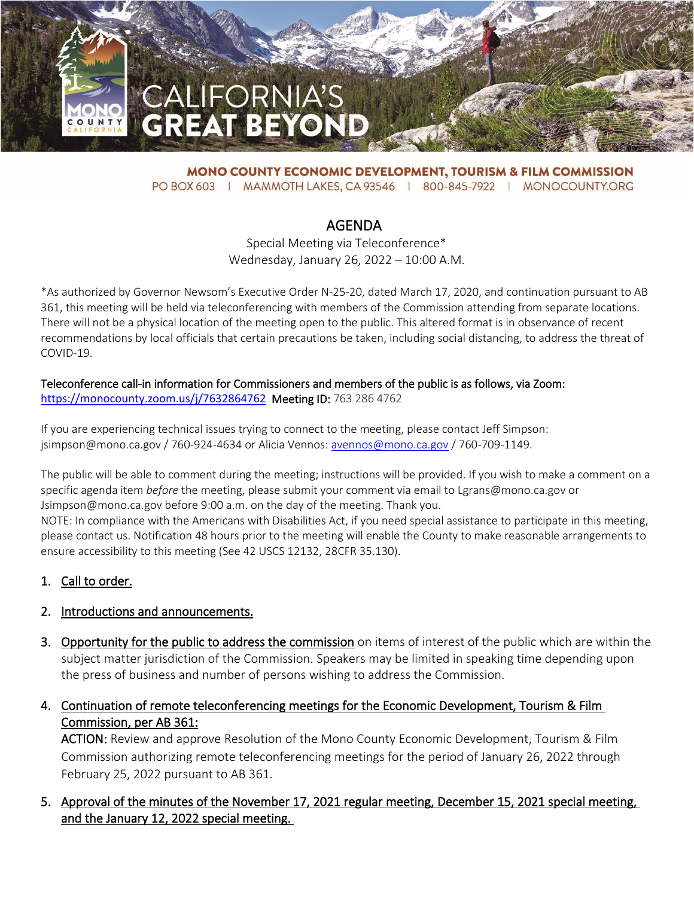CALIFORNIA'S
GREAT BEYOND

**MONO COUNTY ECONOMIC DEVELOPMENT, TOURISM & FILM COMMISSION**
PO BOX 603 | MAMMOTH LAKES, CA 93546 | 800-845-7922 | MONOCOUNTY.ORG

# AGENDA

Special Meeting via Teleconference*
Wednesday, January 26, 2022 – 10:00 A.M.

*As authorized by Governor Newsom's Executive Order N-25-20, dated March 17, 2020, and continuation pursuant to AB 361, this meeting will be held via teleconferencing with members of the Commission attending from separate locations. There will not be a physical location of the meeting open to the public. This altered format is in observance of recent recommendations by local officials that certain precautions be taken, including social distancing, to address the threat of COVID-19.

Teleconference call-in information for Commissioners and members of the public is as follows, via Zoom:
https://monocounty.zoom.us/j/7632864762 **Meeting ID:** 763 286 4762

If you are experiencing technical issues trying to connect to the meeting, please contact Jeff Simpson: jsimpson@mono.ca.gov / 760-924-4634 or Alicia Vennos: avennos@mono.ca.gov / 760-709-1149.

The public will be able to comment during the meeting; instructions will be provided. If you wish to make a comment on a specific agenda item *before* the meeting, please submit your comment via email to Lgrans@mono.ca.gov or Jsimpson@mono.ca.gov before 9:00 a.m. on the day of the meeting. Thank you.
NOTE: In compliance with the Americans with Disabilities Act, if you need special assistance to participate in this meeting, please contact us. Notification 48 hours prior to the meeting will enable the County to make reasonable arrangements to ensure accessibility to this meeting (See 42 USCS 12132, 28CFR 35.130).

1. Call to order.

2. Introductions and announcements.

3. Opportunity for the public to address the commission on items of interest of the public which are within the subject matter jurisdiction of the Commission. Speakers may be limited in speaking time depending upon the press of business and number of persons wishing to address the Commission.

4. Continuation of remote teleconferencing meetings for the Economic Development, Tourism & Film Commission, per AB 361:
**ACTION:** Review and approve Resolution of the Mono County Economic Development, Tourism & Film Commission authorizing remote teleconferencing meetings for the period of January 26, 2022 through February 25, 2022 pursuant to AB 361.

5. Approval of the minutes of the November 17, 2021 regular meeting, December 15, 2021 special meeting, and the January 12, 2022 special meeting.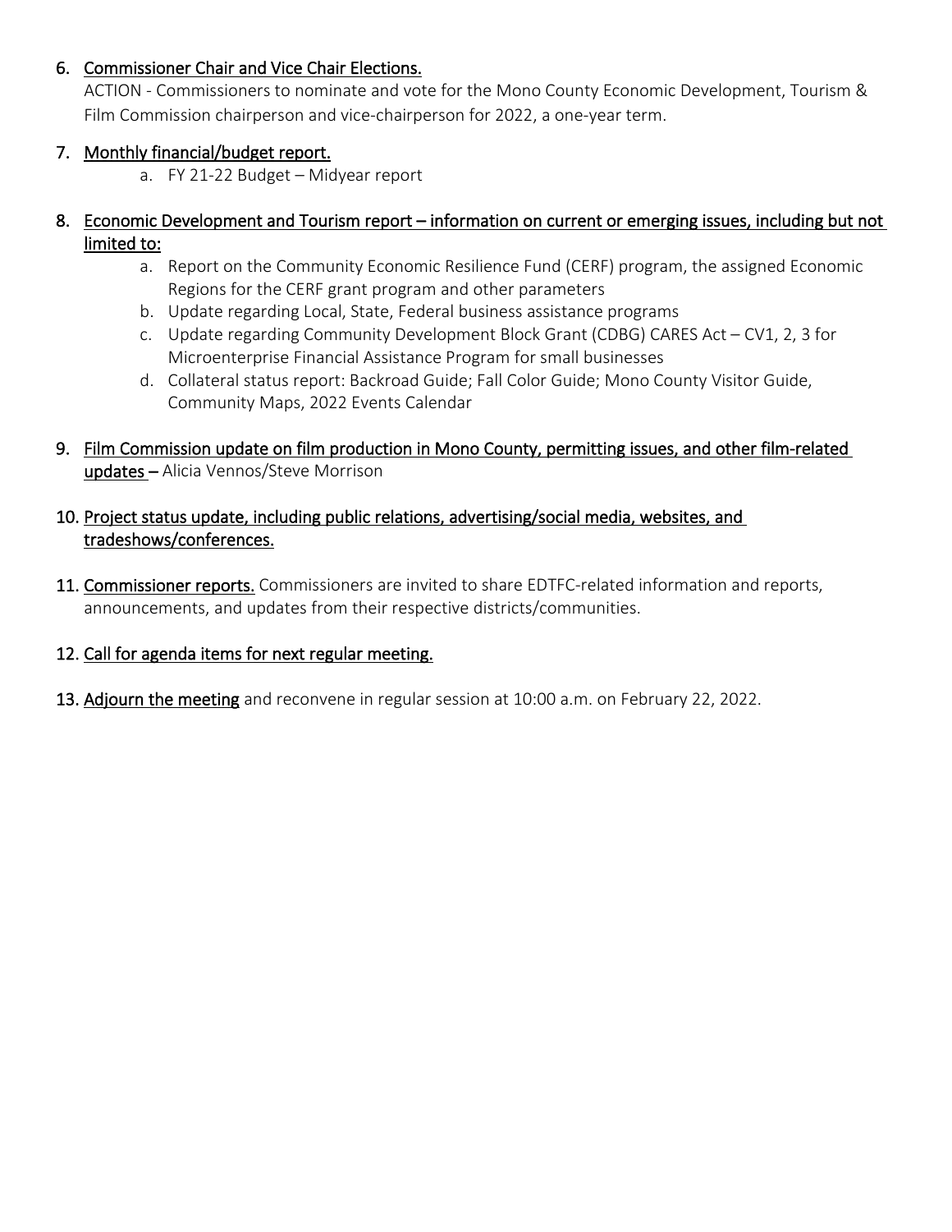6. Commissioner Chair and Vice Chair Elections.
   ACTION - Commissioners to nominate and vote for the Mono County Economic Development, Tourism & Film Commission chairperson and vice-chairperson for 2022, a one-year term.

7. Monthly financial/budget report.
   a. FY 21-22 Budget – Midyear report

8. Economic Development and Tourism report – information on current or emerging issues, including but not limited to:
   a. Report on the Community Economic Resilience Fund (CERF) program, the assigned Economic Regions for the CERF grant program and other parameters
   b. Update regarding Local, State, Federal business assistance programs
   c. Update regarding Community Development Block Grant (CDBG) CARES Act – CV1, 2, 3 for Microenterprise Financial Assistance Program for small businesses
   d. Collateral status report: Backroad Guide; Fall Color Guide; Mono County Visitor Guide, Community Maps, 2022 Events Calendar

9. Film Commission update on film production in Mono County, permitting issues, and other film-related updates – Alicia Vennos/Steve Morrison

10. Project status update, including public relations, advertising/social media, websites, and tradeshows/conferences.

11. Commissioner reports. Commissioners are invited to share EDTFC-related information and reports, announcements, and updates from their respective districts/communities.

12. Call for agenda items for next regular meeting.

13. Adjourn the meeting and reconvene in regular session at 10:00 a.m. on February 22, 2022.